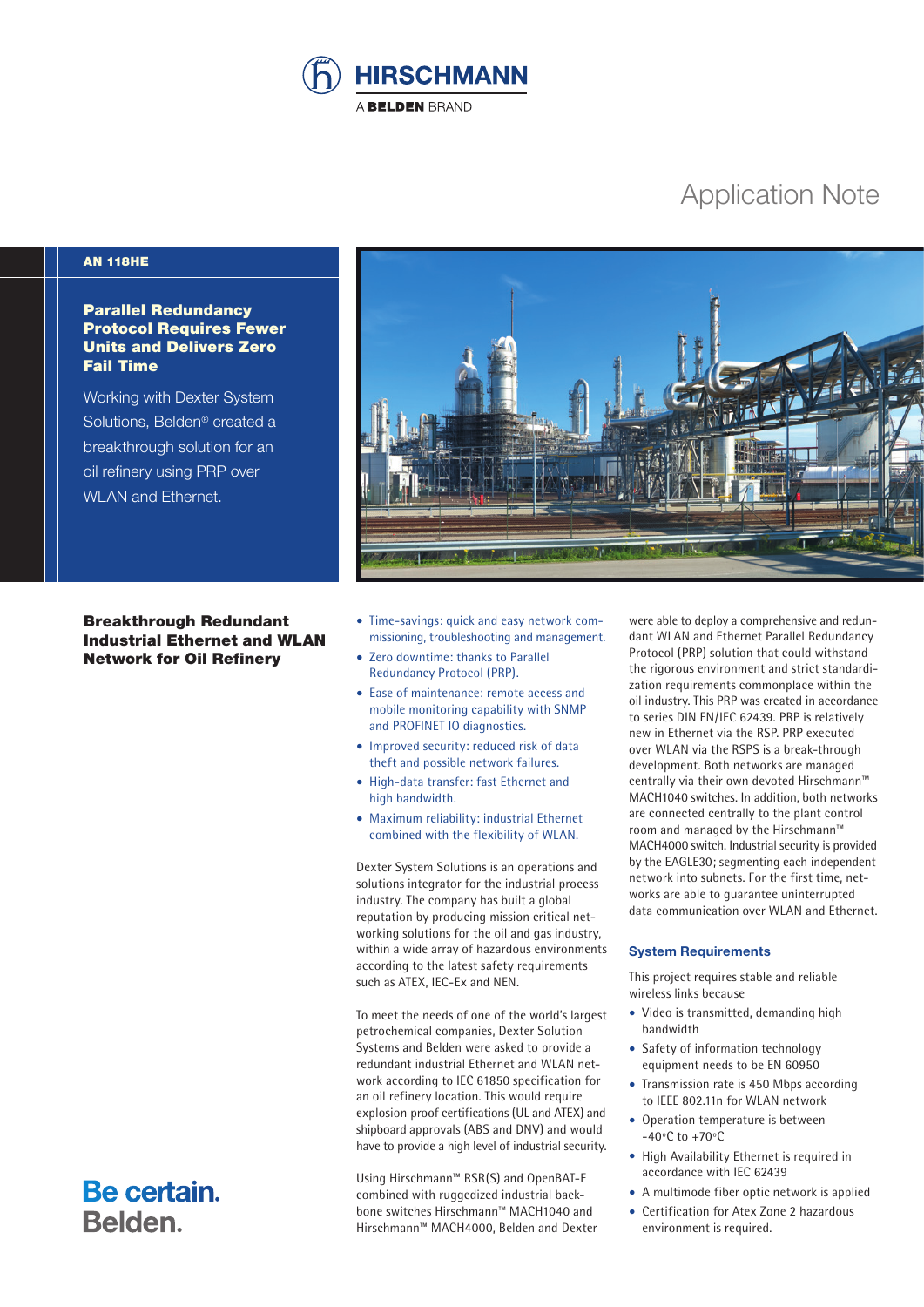HIRSCHMANN

A BELDEN BRAND

# Application Note

**AN 118HE**

## Parallel Redundancy Protocol Requires Fewer Units and Delivers Zero Fail Time

Working with Dexter System Solutions, Belden® created a breakthrough solution for an oil refinery using PRP over WLAN and Ethernet.

### Breakthrough Redundant Industrial Ethernet and WLAN Network for Oil Refinery

- Time-savings: quick and easy network commissioning, troubleshooting and management.
- Zero downtime: thanks to Parallel Redundancy Protocol (PRP).
- Ease of maintenance: remote access and mobile monitoring capability with SNMP and PROFINET IO diagnostics.
- Improved security: reduced risk of data theft and possible network failures.
- High-data transfer: fast Ethernet and high bandwidth.
- Maximum reliability: industrial Ethernet combined with the flexibility of WLAN.

Dexter System Solutions is an operations and solutions integrator for the industrial process industry. The company has built a global reputation by producing mission critical networking solutions for the oil and gas industry, within a wide array of hazardous environments according to the latest safety requirements such as ATEX, IEC-Ex and NEN.

To meet the needs of one of the world's largest petrochemical companies, Dexter Solution Systems and Belden were asked to provide a redundant industrial Ethernet and WLAN network according to IEC 61850 specification for an oil refinery location. This would require explosion proof certifications (UL and ATEX) and shipboard approvals (ABS and DNV) and would have to provide a high level of industrial security.

Using Hirschmann™ RSR(S) and OpenBAT-F combined with ruggedized industrial backbone switches Hirschmann™ MACH1040 and Hirschmann™ MACH4000, Belden and Dexter were able to deploy a comprehensive and redundant WLAN and Ethernet Parallel Redundancy Protocol (PRP) solution that could withstand the rigorous environment and strict standardization requirements commonplace within the oil industry. This PRP was created in accordance to series DIN EN/IEC 62439. PRP is relatively new in Ethernet via the RSP. PRP executed over WLAN via the RSPS is a break-through development. Both networks are managed centrally via their own devoted Hirschmann™ MACH1040 switches. In addition, both networks are connected centrally to the plant control room and managed by the Hirschmann™ MACH4000 switch. Industrial security is provided by the EAGLE30; segmenting each independent network into subnets. For the first time, networks are able to guarantee uninterrupted data communication over WLAN and Ethernet.

### System Requirements

This project requires stable and reliable wireless links because

- Video is transmitted, demanding high bandwidth
- Safety of information technology equipment needs to be EN 60950
- Transmission rate is 450 Mbps according to IEEE 802.11n for WLAN network
- Operation temperature is between -40°C to +70°C
- High Availability Ethernet is required in accordance with IEC 62439
- A multimode fiber optic network is applied
- Certification for Atex Zone 2 hazardous environment is required.

**Be certain. Belden.**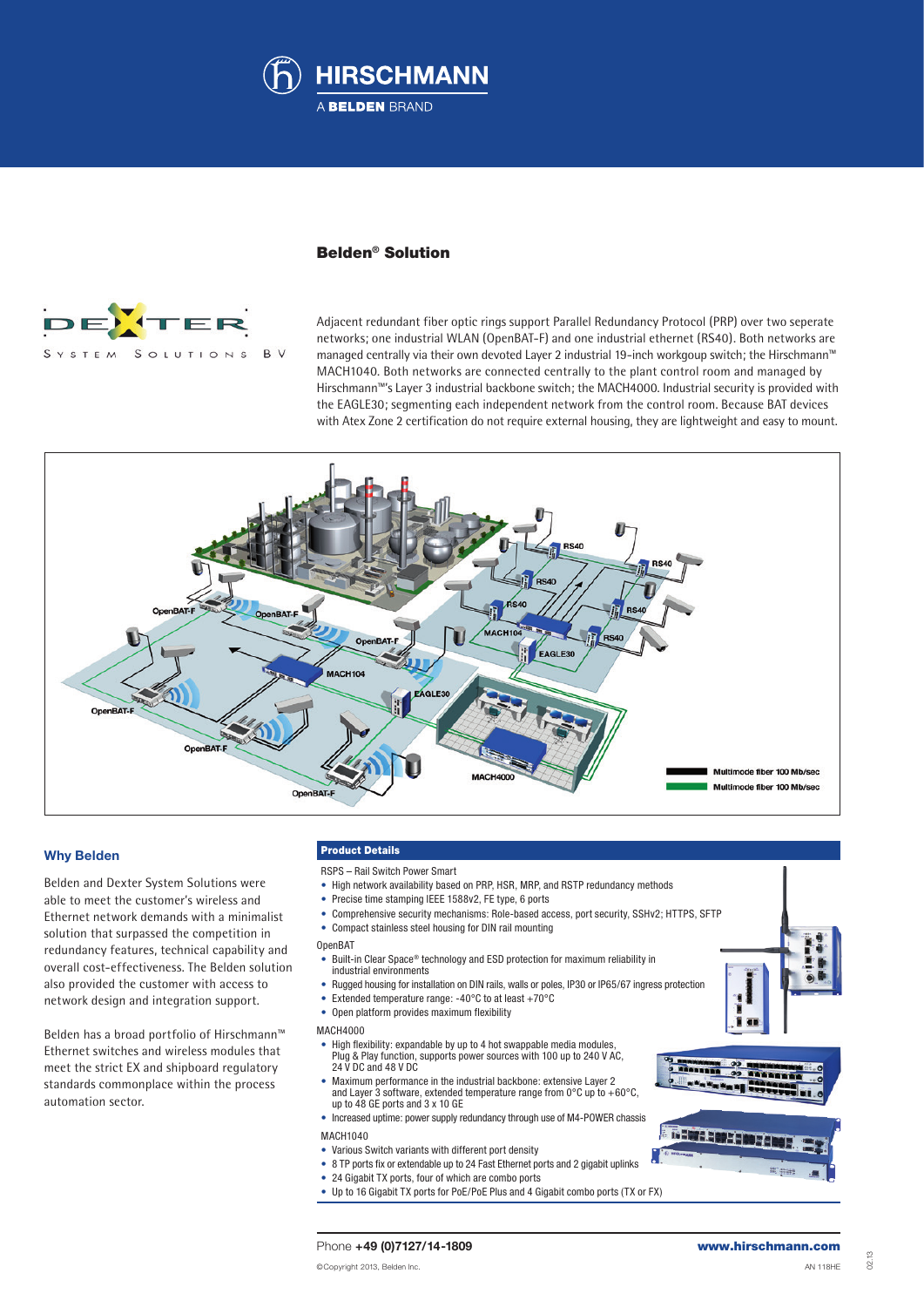HIRSCHMANN

A BELDEN BRAND

## Belden® Solution

DEXTER System Solutions BV

Adjacent redundant fiber optic rings support Parallel Redundancy Protocol (PRP) over two seperate networks; one industrial WLAN (OpenBAT-F) and one industrial ethernet (RS40). Both networks are managed centrally via their own devoted Layer 2 industrial 19-inch workgoup switch; the Hirschmann™ MACH1040. Both networks are connected centrally to the plant control room and managed by Hirschmann™'s Layer 3 industrial backbone switch; the MACH4000. Industrial security is provided with the EAGLE30; segmenting each independent network from the control room. Because BAT devices with Atex Zone 2 certification do not require external housing, they are lightweight and easy to mount.

OpenBAT-F
OpenBAT-F
OpenBAT-F
OpenBAT-F
OpenBAT-F
OpenBAT-F
MACH104
EAGLE30
MACH4000
RS40
RS40
RS40
RS40
RS40
RS40
MACH104
EAGLE30
Multimode fiber 100 Mb/sec
Multimode fiber 100 Mb/sec

### Why Belden

Belden and Dexter System Solutions were able to meet the customer's wireless and Ethernet network demands with a minimalist solution that surpassed the competition in redundancy features, technical capability and overall cost-effectiveness. The Belden solution also provided the customer with access to network design and integration support.

Belden has a broad portfolio of Hirschmann™ Ethernet switches and wireless modules that meet the strict EX and shipboard regulatory standards commonplace within the process automation sector.

### Product Details

RSPS – Rail Switch Power Smart

- High network availability based on PRP, HSR, MRP, and RSTP redundancy methods
- Precise time stamping IEEE 1588v2, FE type, 6 ports
- Comprehensive security mechanisms: Role-based access, port security, SSHv2; HTTPS, SFTP
- Compact stainless steel housing for DIN rail mounting

OpenBAT

- Built-in Clear Space® technology and ESD protection for maximum reliability in industrial environments
- Rugged housing for installation on DIN rails, walls or poles, IP30 or IP65/67 ingress protection
- Extended temperature range: -40°C to at least +70°C
- Open platform provides maximum flexibility

MACH4000

- High flexibility: expandable by up to 4 hot swappable media modules, Plug & Play function, supports power sources with 100 up to 240 V AC, 24 V DC and 48 V DC
- Maximum performance in the industrial backbone: extensive Layer 2 and Layer 3 software, extended temperature range from 0°C up to +60°C, up to 48 GE ports and 3 x 10 GE
- Increased uptime: power supply redundancy through use of M4-POWER chassis

MACH1040

- Various Switch variants with different port density
- 8 TP ports fix or extendable up to 24 Fast Ethernet ports and 2 gigabit uplinks
- 24 Gigabit TX ports, four of which are combo ports
- Up to 16 Gigabit TX ports for PoE/PoE Plus and 4 Gigabit combo ports (TX or FX)

Phone **+49 (0)7127/14-1809**

**www.hirschmann.com**

©Copyright 2013, Belden Inc.

AN 118HE

02.13